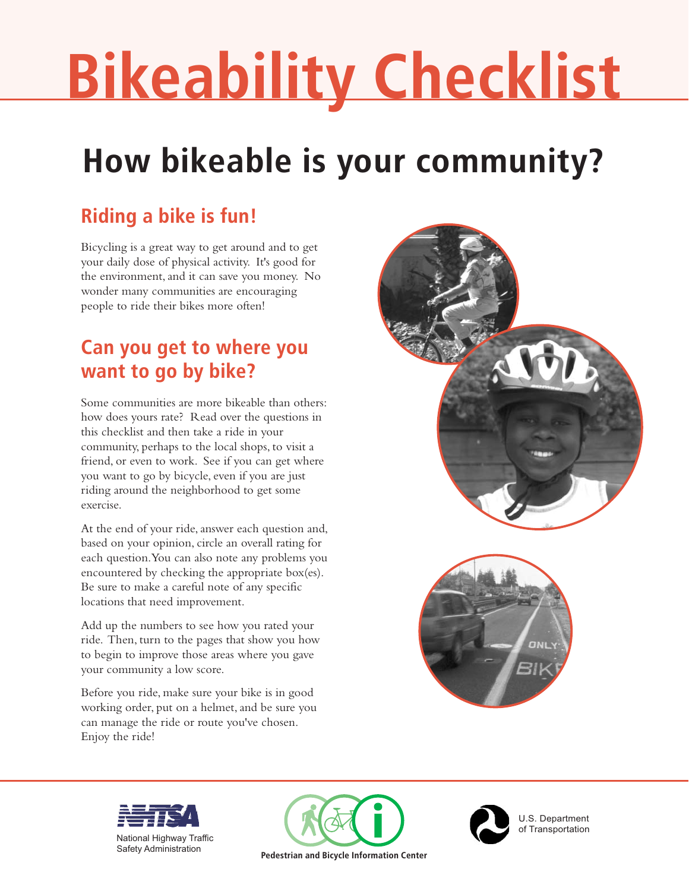# Bikeability Checklist

## How bikeable is your community?

### Riding a bike is fun!

Bicycling is a great way to get around and to get your daily dose of physical activity. It's good for the environment, and it can save you money. No wonder many communities are encouraging people to ride their bikes more often!

### Can you get to where you want to go by bike?

Some communities are more bikeable than others: how does yours rate? Read over the questions in this checklist and then take a ride in your community, perhaps to the local shops, to visit a friend, or even to work. See if you can get where you want to go by bicycle, even if you are just riding around the neighborhood to get some exercise.

At the end of your ride, answer each question and, based on your opinion, circle an overall rating for each question. You can also note any problems you encountered by checking the appropriate box(es). Be sure to make a careful note of any specific locations that need improvement.

Add up the numbers to see how you rated your ride. Then, turn to the pages that show you how to begin to improve those areas where you gave your community a low score.

Before you ride, make sure your bike is in good working order, put on a helmet, and be sure you can manage the ride or route you've chosen. Enjoy the ride!

National Highway Traffic Safety Administration

Pedestrian and Bicycle Information Center

U.S. Department of Transportation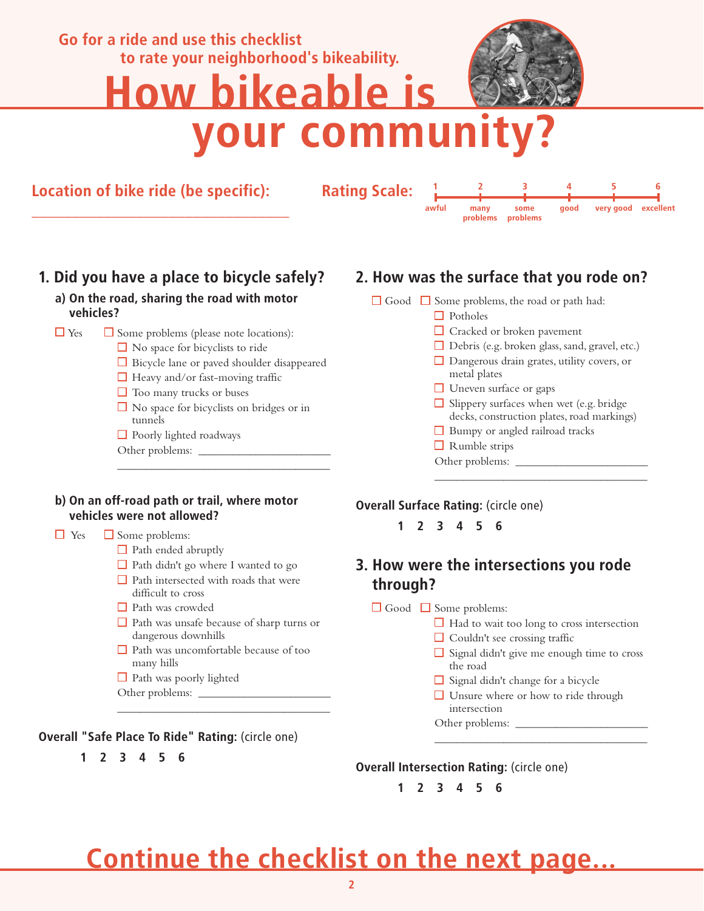Go for a ride and use this checklist to rate your neighborhood's bikeability.

# How bikeable is your community?

**Location of bike ride (be specific):** ____________________________________

**Rating Scale:**

| 1 | 2 | 3 | 4 | 5 | 6 |
|---|---|---|---|---|---|
| awful | many problems | some problems | good | very good | excellent |

## 1. Did you have a place to bicycle safely?

### a) On the road, sharing the road with motor vehicles?

☐ Yes ☐ Some problems (please note locations):

- ☐ No space for bicyclists to ride
- ☐ Bicycle lane or paved shoulder disappeared
- ☐ Heavy and/or fast-moving traffic
- ☐ Too many trucks or buses
- ☐ No space for bicyclists on bridges or in tunnels
- ☐ Poorly lighted roadways

Other problems: ______________________

____________________________________

### b) On an off-road path or trail, where motor vehicles were not allowed?

☐ Yes ☐ Some problems:

- ☐ Path ended abruptly
- ☐ Path didn't go where I wanted to go
- ☐ Path intersected with roads that were difficult to cross
- ☐ Path was crowded
- ☐ Path was unsafe because of sharp turns or dangerous downhills
- ☐ Path was uncomfortable because of too many hills
- ☐ Path was poorly lighted

Other problems: ______________________

____________________________________

**Overall "Safe Place To Ride" Rating:** (circle one)

**1 2 3 4 5 6**

## 2. How was the surface that you rode on?

☐ Good ☐ Some problems, the road or path had:

- ☐ Potholes
- ☐ Cracked or broken pavement
- ☐ Debris (e.g. broken glass, sand, gravel, etc.)
- ☐ Dangerous drain grates, utility covers, or metal plates
- ☐ Uneven surface or gaps
- ☐ Slippery surfaces when wet (e.g. bridge decks, construction plates, road markings)
- ☐ Bumpy or angled railroad tracks
- ☐ Rumble strips

Other problems: ______________________

____________________________________

**Overall Surface Rating:** (circle one)

**1 2 3 4 5 6**

## 3. How were the intersections you rode through?

☐ Good ☐ Some problems:

- ☐ Had to wait too long to cross intersection
- ☐ Couldn't see crossing traffic
- ☐ Signal didn't give me enough time to cross the road
- ☐ Signal didn't change for a bicycle
- ☐ Unsure where or how to ride through intersection

Other problems: ______________________

____________________________________

**Overall Intersection Rating:** (circle one)

**1 2 3 4 5 6**

## Continue the checklist on the next page...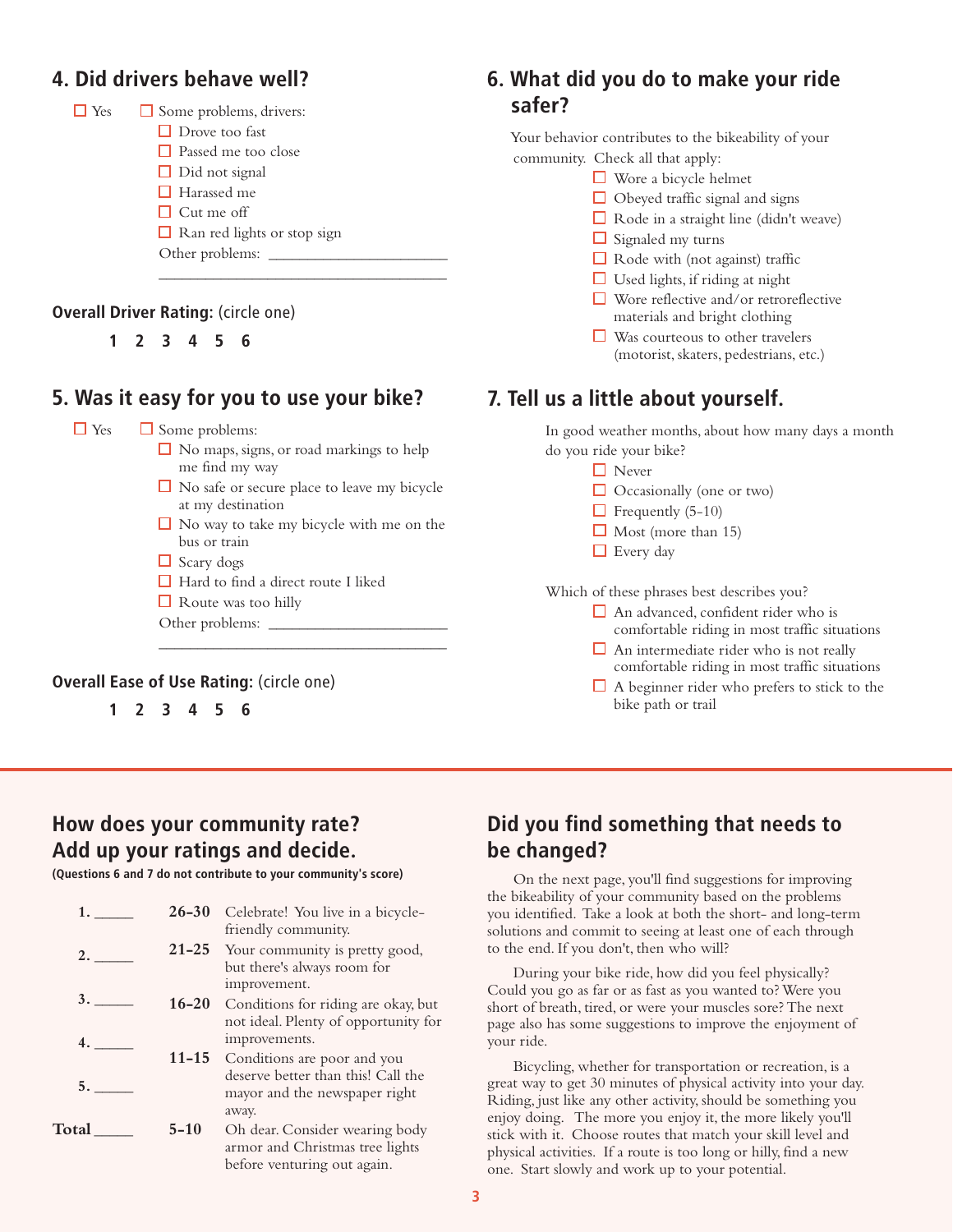## 4. Did drivers behave well?

- ☐ Yes
- ☐ Some problems, drivers:
  - ☐ Drove too fast
  - ☐ Passed me too close
  - ☐ Did not signal
  - ☐ Harassed me
  - ☐ Cut me off
  - ☐ Ran red lights or stop sign
  - Other problems: ______________________

**Overall Driver Rating:** (circle one)

**1 2 3 4 5 6**

## 5. Was it easy for you to use your bike?

- ☐ Yes
- ☐ Some problems:
  - ☐ No maps, signs, or road markings to help me find my way
  - ☐ No safe or secure place to leave my bicycle at my destination
  - ☐ No way to take my bicycle with me on the bus or train
  - ☐ Scary dogs
  - ☐ Hard to find a direct route I liked
  - ☐ Route was too hilly
  - Other problems: ______________________

**Overall Ease of Use Rating:** (circle one)

**1 2 3 4 5 6**

## 6. What did you do to make your ride safer?

Your behavior contributes to the bikeability of your community. Check all that apply:

- ☐ Wore a bicycle helmet
- ☐ Obeyed traffic signal and signs
- ☐ Rode in a straight line (didn't weave)
- ☐ Signaled my turns
- ☐ Rode with (not against) traffic
- ☐ Used lights, if riding at night
- ☐ Wore reflective and/or retroreflective materials and bright clothing
- ☐ Was courteous to other travelers (motorist, skaters, pedestrians, etc.)

## 7. Tell us a little about yourself.

In good weather months, about how many days a month do you ride your bike?

- ☐ Never
- ☐ Occasionally (one or two)
- ☐ Frequently (5-10)
- ☐ Most (more than 15)
- ☐ Every day

Which of these phrases best describes you?

- ☐ An advanced, confident rider who is comfortable riding in most traffic situations
- ☐ An intermediate rider who is not really comfortable riding in most traffic situations
- ☐ A beginner rider who prefers to stick to the bike path or trail

## How does your community rate? Add up your ratings and decide.

**(Questions 6 and 7 do not contribute to your community's score)**

**1.** _____

**2.** _____

**3.** _____

**4.** _____

**5.** _____

**Total** _____

| Score | Rating |
|---|---|
| **26–30** | Celebrate! You live in a bicycle-friendly community. |
| **21–25** | Your community is pretty good, but there's always room for improvement. |
| **16–20** | Conditions for riding are okay, but not ideal. Plenty of opportunity for improvements. |
| **11–15** | Conditions are poor and you deserve better than this! Call the mayor and the newspaper right away. |
| **5–10** | Oh dear. Consider wearing body armor and Christmas tree lights before venturing out again. |

## Did you find something that needs to be changed?

On the next page, you'll find suggestions for improving the bikeability of your community based on the problems you identified. Take a look at both the short- and long-term solutions and commit to seeing at least one of each through to the end. If you don't, then who will?

During your bike ride, how did you feel physically? Could you go as far or as fast as you wanted to? Were you short of breath, tired, or were your muscles sore? The next page also has some suggestions to improve the enjoyment of your ride.

Bicycling, whether for transportation or recreation, is a great way to get 30 minutes of physical activity into your day. Riding, just like any other activity, should be something you enjoy doing. The more you enjoy it, the more likely you'll stick with it. Choose routes that match your skill level and physical activities. If a route is too long or hilly, find a new one. Start slowly and work up to your potential.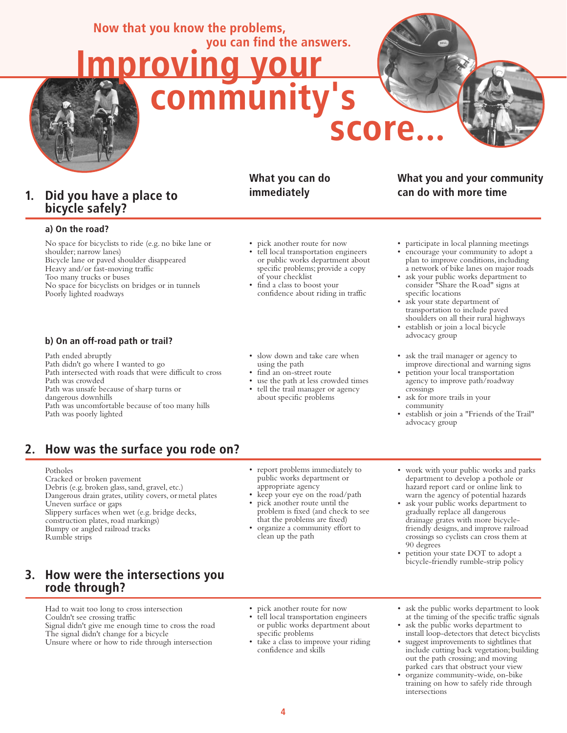Now that you know the problems, you can find the answers.

# Improving your community's score...

## 1. Did you have a place to bicycle safely?

### a) On the road?

No space for bicyclists to ride (e.g. no bike lane or shoulder; narrow lanes)
Bicycle lane or paved shoulder disappeared
Heavy and/or fast-moving traffic
Too many trucks or buses
No space for bicyclists on bridges or in tunnels
Poorly lighted roadways

**What you can do immediately**

- pick another route for now
- tell local transportation engineers or public works department about specific problems; provide a copy of your checklist
- find a class to boost your confidence about riding in traffic

**What you and your community can do with more time**

- participate in local planning meetings
- encourage your community to adopt a plan to improve conditions, including a network of bike lanes on major roads
- ask your public works department to consider "Share the Road" signs at specific locations
- ask your state department of transportation to include paved shoulders on all their rural highways
- establish or join a local bicycle advocacy group

### b) On an off-road path or trail?

Path ended abruptly
Path didn't go where I wanted to go
Path intersected with roads that were difficult to cross
Path was crowded
Path was unsafe because of sharp turns or dangerous downhills
Path was uncomfortable because of too many hills
Path was poorly lighted

**What you can do immediately**

- slow down and take care when using the path
- find an on-street route
- use the path at less crowded times
- tell the trail manager or agency about specific problems

**What you and your community can do with more time**

- ask the trail manager or agency to improve directional and warning signs
- petition your local transportation agency to improve path/roadway crossings
- ask for more trails in your community
- establish or join a "Friends of the Trail" advocacy group

## 2. How was the surface you rode on?

Potholes
Cracked or broken pavement
Debris (e.g. broken glass, sand, gravel, etc.)
Dangerous drain grates, utility covers, or metal plates
Uneven surface or gaps
Slippery surfaces when wet (e.g. bridge decks, construction plates, road markings)
Bumpy or angled railroad tracks
Rumble strips

**What you can do immediately**

- report problems immediately to public works department or appropriate agency
- keep your eye on the road/path
- pick another route until the problem is fixed (and check to see that the problems are fixed)
- organize a community effort to clean up the path

**What you and your community can do with more time**

- work with your public works and parks department to develop a pothole or hazard report card or online link to warn the agency of potential hazards
- ask your public works department to gradually replace all dangerous drainage grates with more bicycle-friendly designs, and improve railroad crossings so cyclists can cross them at 90 degrees
- petition your state DOT to adopt a bicycle-friendly rumble-strip policy

## 3. How were the intersections you rode through?

Had to wait too long to cross intersection
Couldn't see crossing traffic
Signal didn't give me enough time to cross the road
The signal didn't change for a bicycle
Unsure where or how to ride through intersection

**What you can do immediately**

- pick another route for now
- tell local transportation engineers or public works department about specific problems
- take a class to improve your riding confidence and skills

**What you and your community can do with more time**

- ask the public works department to look at the timing of the specific traffic signals
- ask the public works department to install loop-detectors that detect bicyclists
- suggest improvements to sightlines that include cutting back vegetation; building out the path crossing; and moving parked cars that obstruct your view
- organize community-wide, on-bike training on how to safely ride through intersections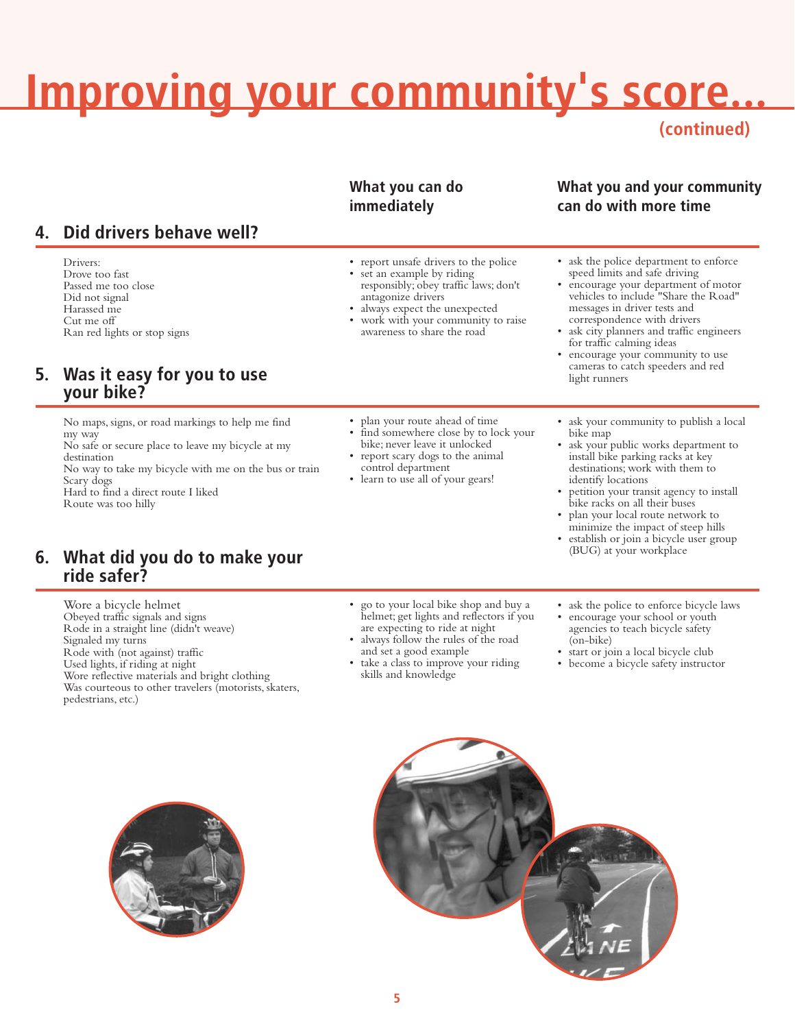# Improving your community's score...

**(continued)**

| | What you can do immediately | What you and your community can do with more time |
|---|---|---|
| **4. Did drivers behave well?** | | |
| Drivers:<br>Drove too fast<br>Passed me too close<br>Did not signal<br>Harassed me<br>Cut me off<br>Ran red lights or stop signs | • report unsafe drivers to the police<br>• set an example by riding responsibly; obey traffic laws; don't antagonize drivers<br>• always expect the unexpected<br>• work with your community to raise awareness to share the road | • ask the police department to enforce speed limits and safe driving<br>• encourage your department of motor vehicles to include "Share the Road" messages in driver tests and correspondence with drivers<br>• ask city planners and traffic engineers for traffic calming ideas<br>• encourage your community to use cameras to catch speeders and red light runners |
| **5. Was it easy for you to use your bike?** | | |
| No maps, signs, or road markings to help me find my way<br>No safe or secure place to leave my bicycle at my destination<br>No way to take my bicycle with me on the bus or train<br>Scary dogs<br>Hard to find a direct route I liked<br>Route was too hilly | • plan your route ahead of time<br>• find somewhere close by to lock your bike; never leave it unlocked<br>• report scary dogs to the animal control department<br>• learn to use all of your gears! | • ask your community to publish a local bike map<br>• ask your public works department to install bike parking racks at key destinations; work with them to identify locations<br>• petition your transit agency to install bike racks on all their buses<br>• plan your local route network to minimize the impact of steep hills<br>• establish or join a bicycle user group (BUG) at your workplace |
| **6. What did you do to make your ride safer?** | | |
| Wore a bicycle helmet<br>Obeyed traffic signals and signs<br>Rode in a straight line (didn't weave)<br>Signaled my turns<br>Rode with (not against) traffic<br>Used lights, if riding at night<br>Wore reflective materials and bright clothing<br>Was courteous to other travelers (motorists, skaters, pedestrians, etc.) | • go to your local bike shop and buy a helmet; get lights and reflectors if you are expecting to ride at night<br>• always follow the rules of the road and set a good example<br>• take a class to improve your riding skills and knowledge | • ask the police to enforce bicycle laws<br>• encourage your school or youth agencies to teach bicycle safety (on-bike)<br>• start or join a local bicycle club<br>• become a bicycle safety instructor |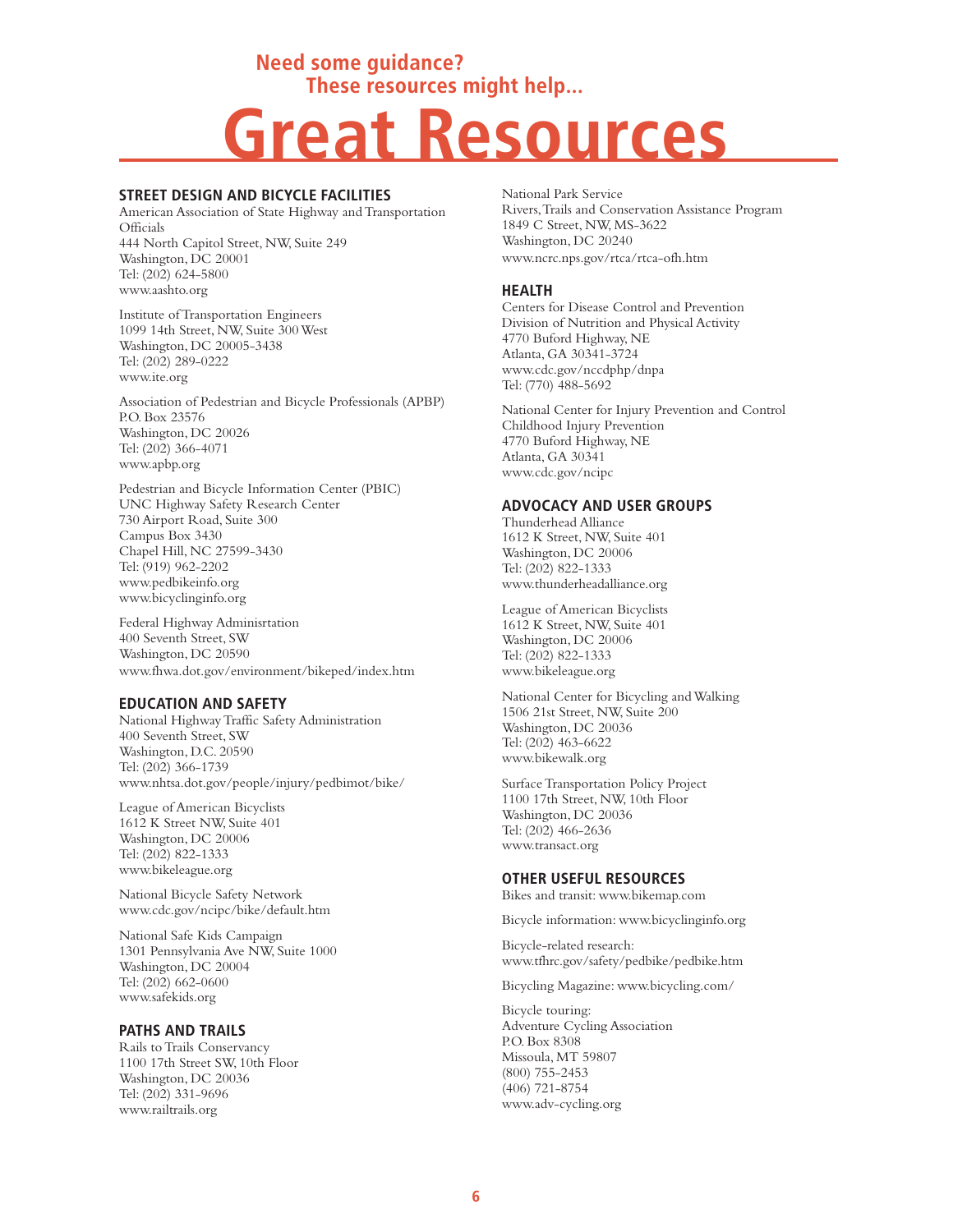Need some guidance?
These resources might help...

# Great Resources

## STREET DESIGN AND BICYCLE FACILITIES

American Association of State Highway and Transportation Officials
444 North Capitol Street, NW, Suite 249
Washington, DC 20001
Tel: (202) 624-5800
www.aashto.org

Institute of Transportation Engineers
1099 14th Street, NW, Suite 300 West
Washington, DC 20005-3438
Tel: (202) 289-0222
www.ite.org

Association of Pedestrian and Bicycle Professionals (APBP)
P.O. Box 23576
Washington, DC 20026
Tel: (202) 366-4071
www.apbp.org

Pedestrian and Bicycle Information Center (PBIC)
UNC Highway Safety Research Center
730 Airport Road, Suite 300
Campus Box 3430
Chapel Hill, NC 27599-3430
Tel: (919) 962-2202
www.pedbikeinfo.org
www.bicyclinginfo.org

Federal Highway Adminisrtation
400 Seventh Street, SW
Washington, DC 20590
www.fhwa.dot.gov/environment/bikeped/index.htm

## EDUCATION AND SAFETY

National Highway Traffic Safety Administration
400 Seventh Street, SW
Washington, D.C. 20590
Tel: (202) 366-1739
www.nhtsa.dot.gov/people/injury/pedbimot/bike/

League of American Bicyclists
1612 K Street NW, Suite 401
Washington, DC 20006
Tel: (202) 822-1333
www.bikeleague.org

National Bicycle Safety Network
www.cdc.gov/ncipc/bike/default.htm

National Safe Kids Campaign
1301 Pennsylvania Ave NW, Suite 1000
Washington, DC 20004
Tel: (202) 662-0600
www.safekids.org

## PATHS AND TRAILS

Rails to Trails Conservancy
1100 17th Street SW, 10th Floor
Washington, DC 20036
Tel: (202) 331-9696
www.railtrails.org

National Park Service
Rivers, Trails and Conservation Assistance Program
1849 C Street, NW, MS-3622
Washington, DC 20240
www.ncrc.nps.gov/rtca/rtca-ofh.htm

## HEALTH

Centers for Disease Control and Prevention
Division of Nutrition and Physical Activity
4770 Buford Highway, NE
Atlanta, GA 30341-3724
www.cdc.gov/nccdphp/dnpa
Tel: (770) 488-5692

National Center for Injury Prevention and Control
Childhood Injury Prevention
4770 Buford Highway, NE
Atlanta, GA 30341
www.cdc.gov/ncipc

## ADVOCACY AND USER GROUPS

Thunderhead Alliance
1612 K Street, NW, Suite 401
Washington, DC 20006
Tel: (202) 822-1333
www.thunderheadalliance.org

League of American Bicyclists
1612 K Street, NW, Suite 401
Washington, DC 20006
Tel: (202) 822-1333
www.bikeleague.org

National Center for Bicycling and Walking
1506 21st Street, NW, Suite 200
Washington, DC 20036
Tel: (202) 463-6622
www.bikewalk.org

Surface Transportation Policy Project
1100 17th Street, NW, 10th Floor
Washington, DC 20036
Tel: (202) 466-2636
www.transact.org

## OTHER USEFUL RESOURCES

Bikes and transit: www.bikemap.com

Bicycle information: www.bicyclinginfo.org

Bicycle-related research:
www.tfhrc.gov/safety/pedbike/pedbike.htm

Bicycling Magazine: www.bicycling.com/

Bicycle touring:
Adventure Cycling Association
P.O. Box 8308
Missoula, MT 59807
(800) 755-2453
(406) 721-8754
www.adv-cycling.org